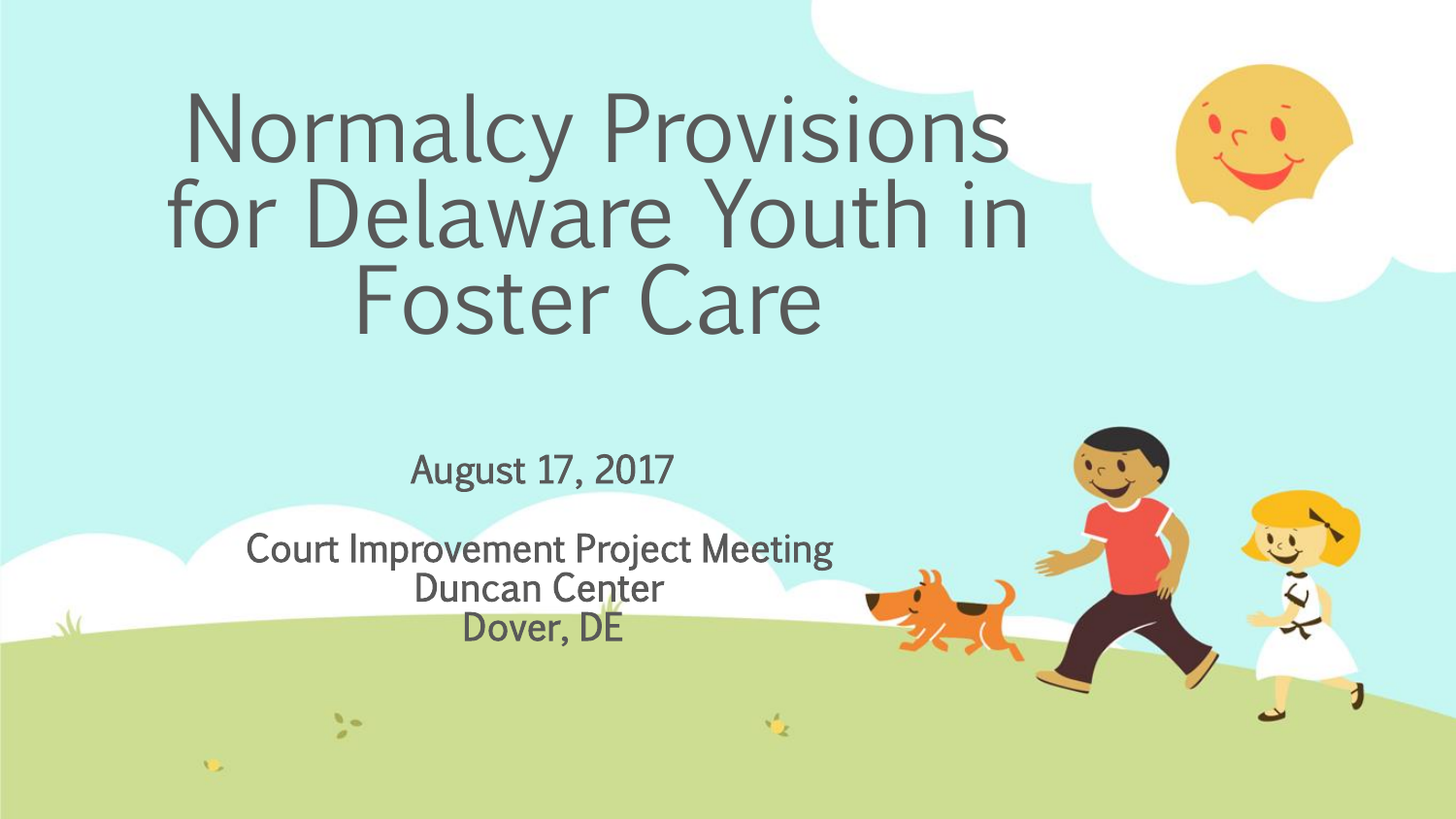# Normalcy Provisions for Delaware Youth in Foster Care

August 17, 2017

Court Improvement Project Meeting
Duncan Center
Dover, DE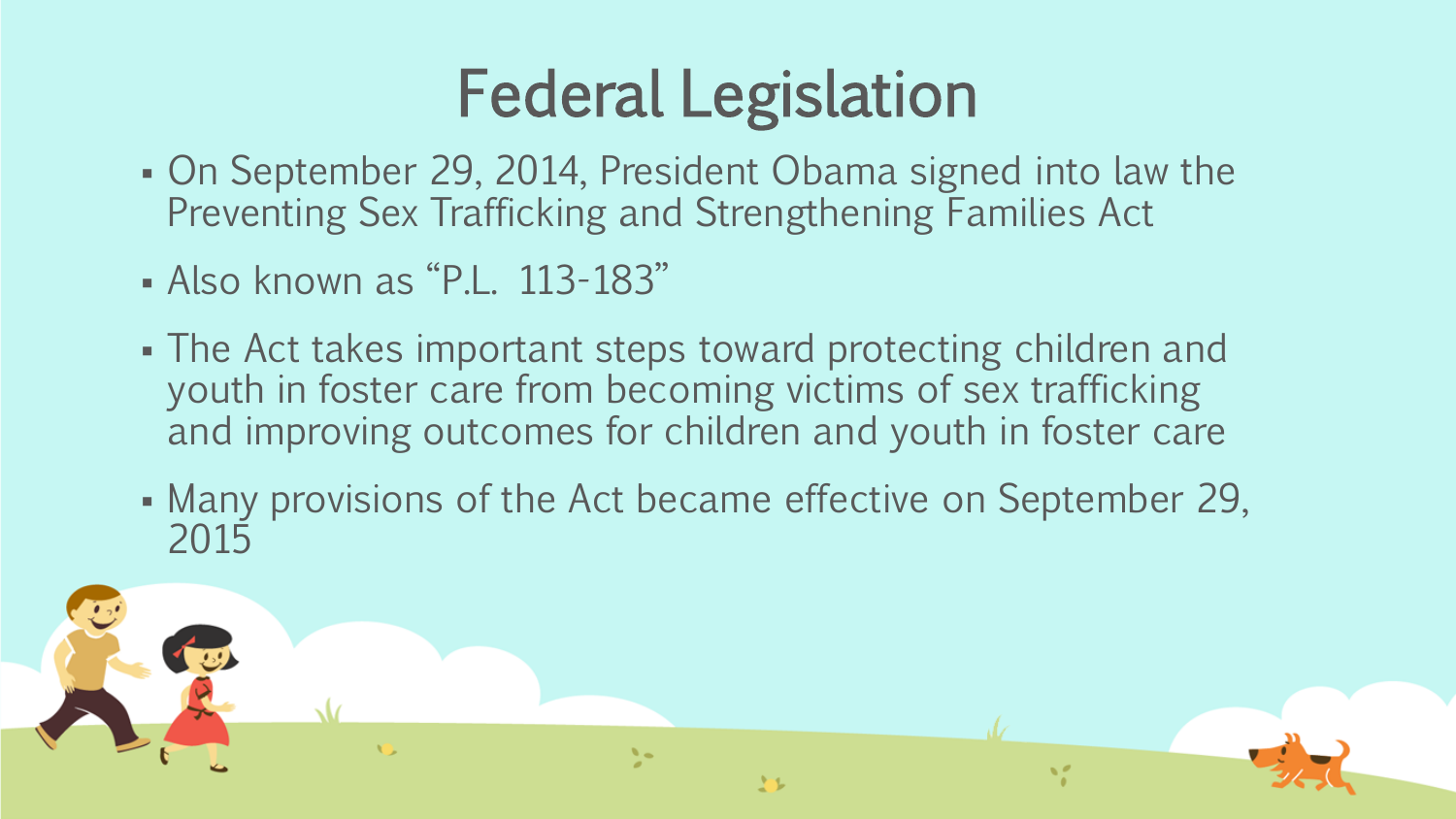# Federal Legislation

- On September 29, 2014, President Obama signed into law the Preventing Sex Trafficking and Strengthening Families Act
- Also known as “P.L. 113-183”
- The Act takes important steps toward protecting children and youth in foster care from becoming victims of sex trafficking and improving outcomes for children and youth in foster care
- Many provisions of the Act became effective on September 29, 2015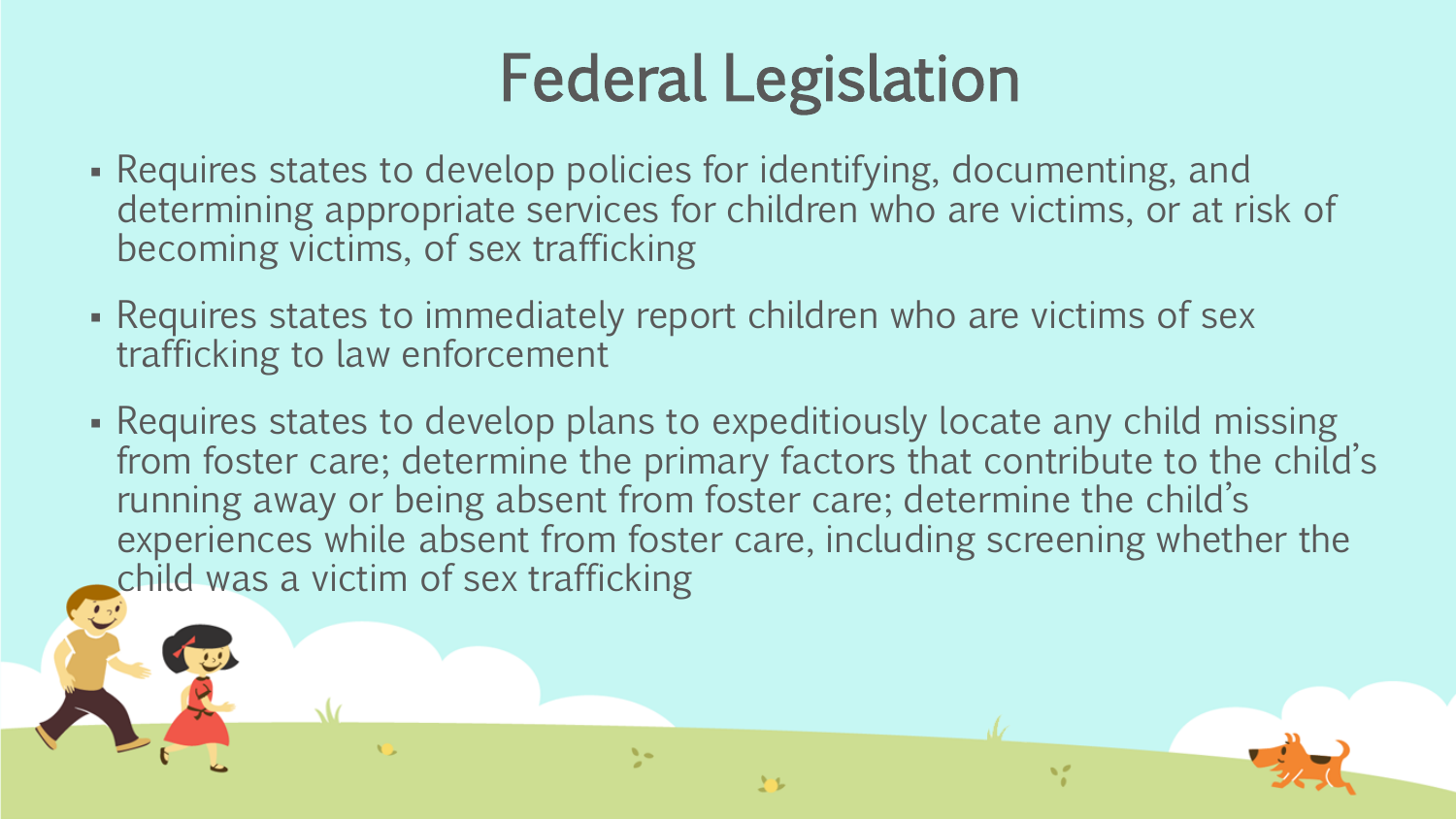# Federal Legislation

- Requires states to develop policies for identifying, documenting, and determining appropriate services for children who are victims, or at risk of becoming victims, of sex trafficking
- Requires states to immediately report children who are victims of sex trafficking to law enforcement
- Requires states to develop plans to expeditiously locate any child missing from foster care; determine the primary factors that contribute to the child's running away or being absent from foster care; determine the child's experiences while absent from foster care, including screening whether the child was a victim of sex trafficking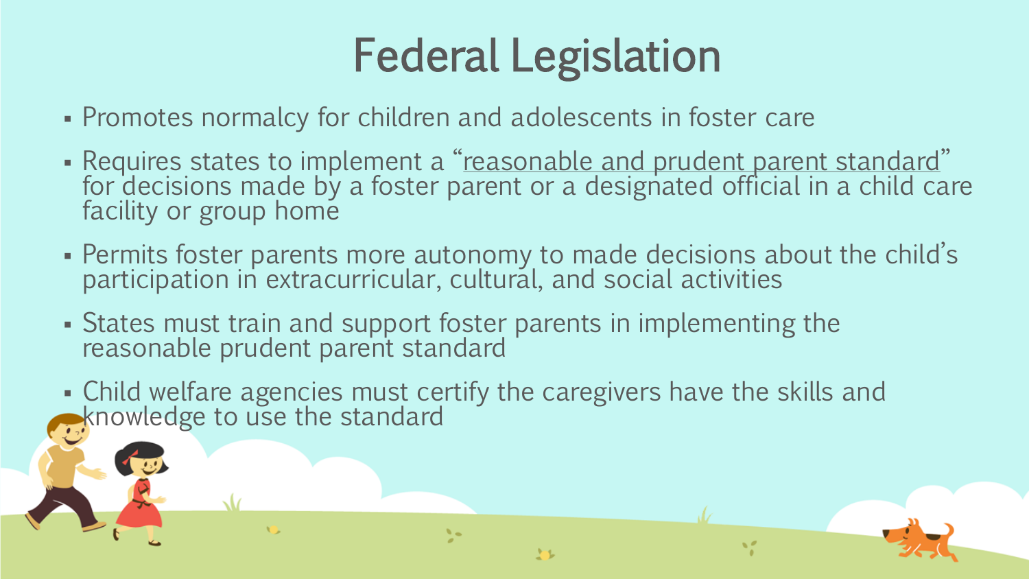# Federal Legislation

- Promotes normalcy for children and adolescents in foster care
- Requires states to implement a "reasonable and prudent parent standard" for decisions made by a foster parent or a designated official in a child care facility or group home
- Permits foster parents more autonomy to made decisions about the child's participation in extracurricular, cultural, and social activities
- States must train and support foster parents in implementing the reasonable prudent parent standard
- Child welfare agencies must certify the caregivers have the skills and knowledge to use the standard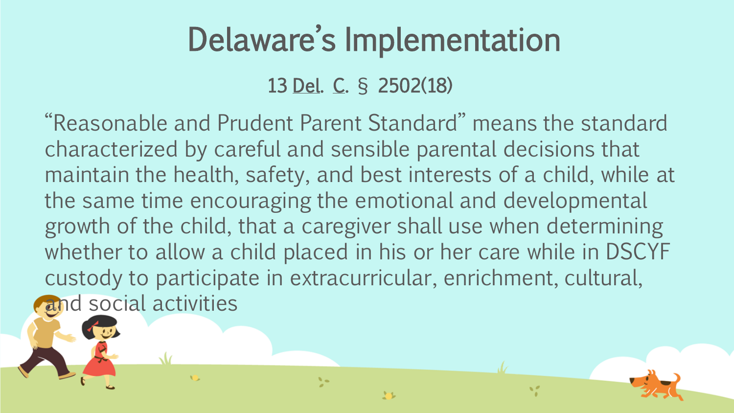# Delaware's Implementation

13 Del. C. § 2502(18)

"Reasonable and Prudent Parent Standard" means the standard characterized by careful and sensible parental decisions that maintain the health, safety, and best interests of a child, while at the same time encouraging the emotional and developmental growth of the child, that a caregiver shall use when determining whether to allow a child placed in his or her care while in DSCYF custody to participate in extracurricular, enrichment, cultural, and social activities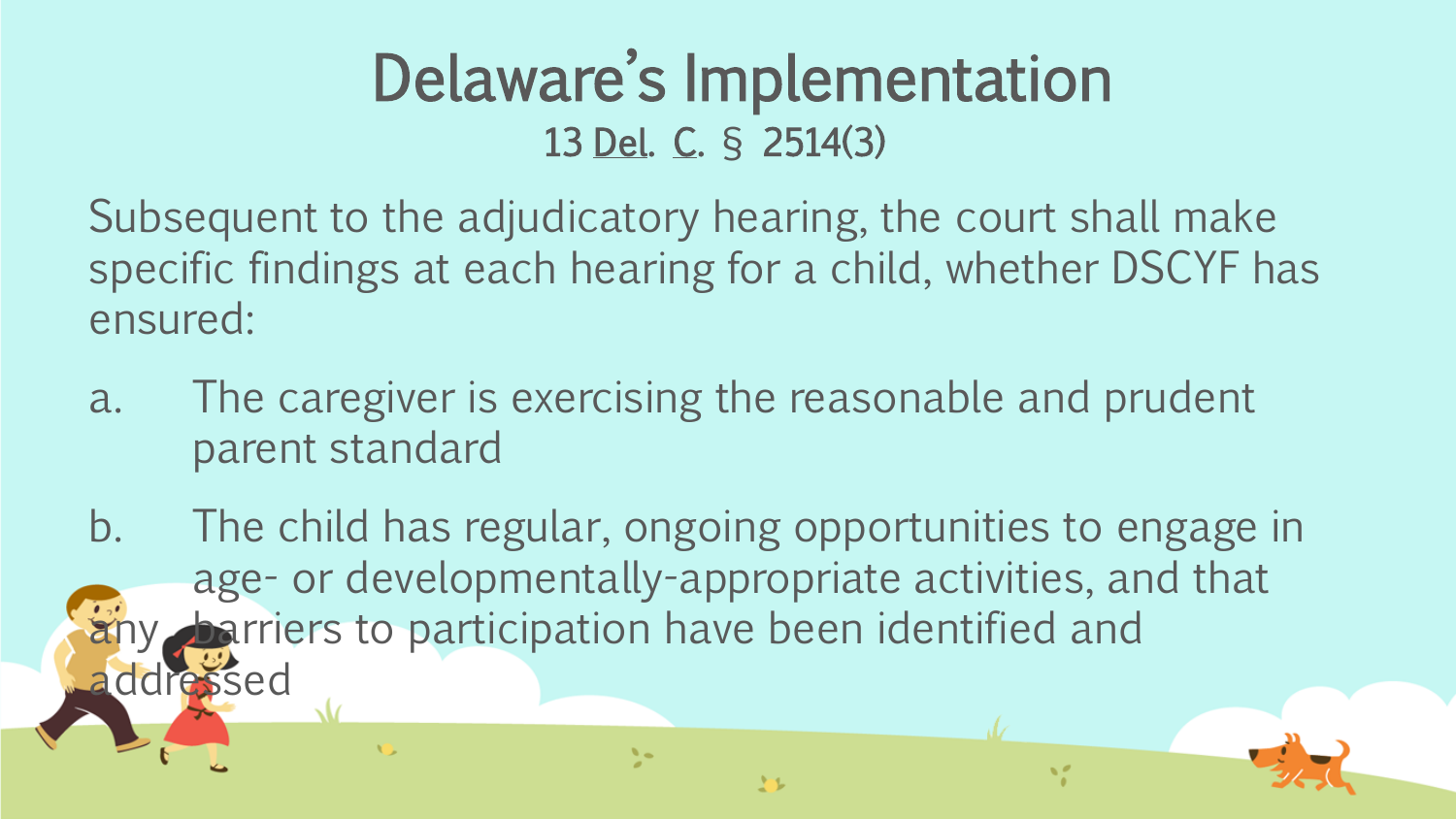# Delaware's Implementation

13 Del. C. § 2514(3)

Subsequent to the adjudicatory hearing, the court shall make specific findings at each hearing for a child, whether DSCYF has ensured:

a. The caregiver is exercising the reasonable and prudent parent standard

b. The child has regular, ongoing opportunities to engage in age- or developmentally-appropriate activities, and that any barriers to participation have been identified and addressed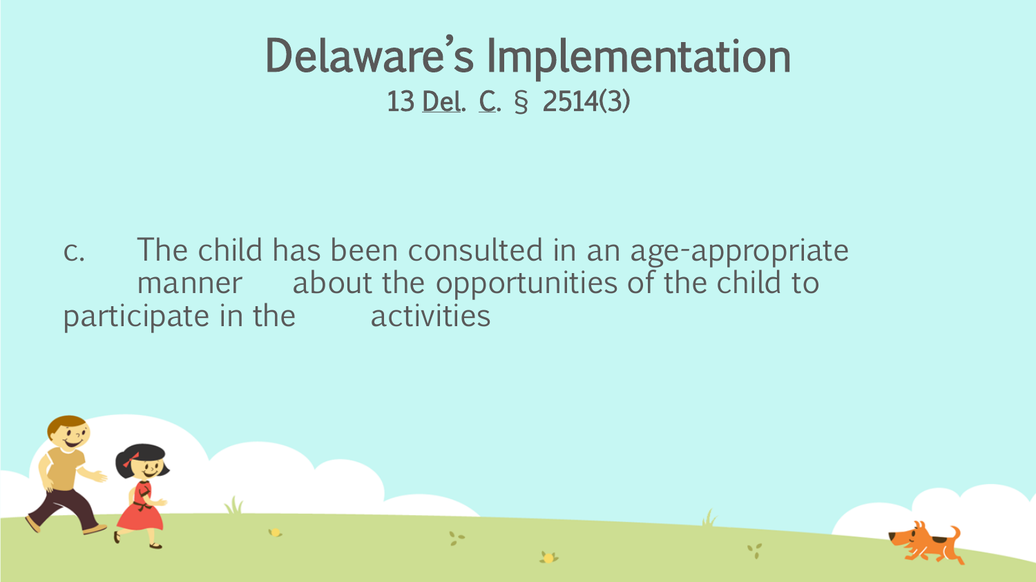# Delaware's Implementation

13 Del. C. § 2514(3)

c. The child has been consulted in an age-appropriate manner about the opportunities of the child to participate in the activities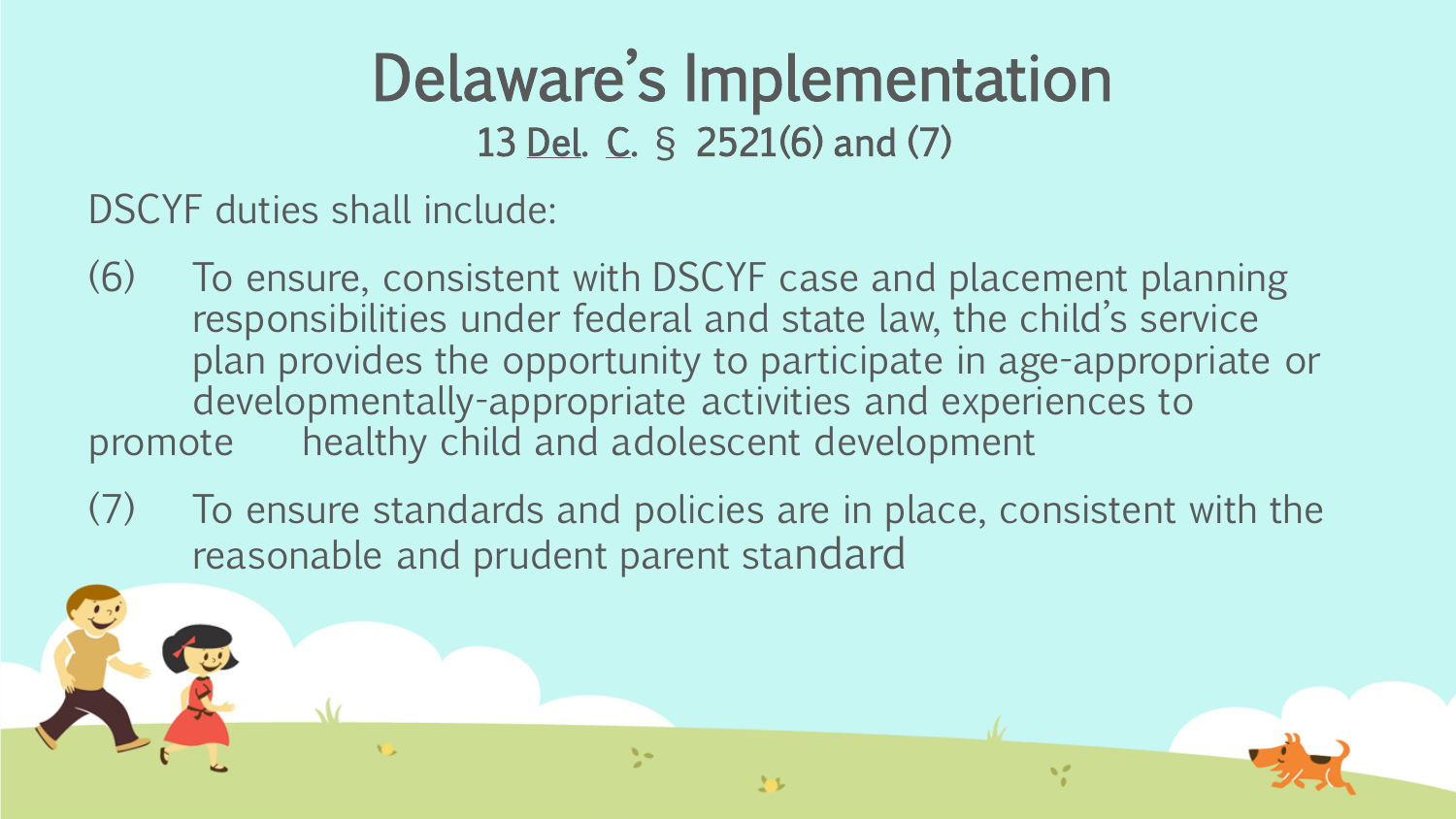# Delaware's Implementation

13 Del. C. § 2521(6) and (7)

DSCYF duties shall include:

(6) To ensure, consistent with DSCYF case and placement planning responsibilities under federal and state law, the child's service plan provides the opportunity to participate in age-appropriate or developmentally-appropriate activities and experiences to promote healthy child and adolescent development

(7) To ensure standards and policies are in place, consistent with the reasonable and prudent parent standard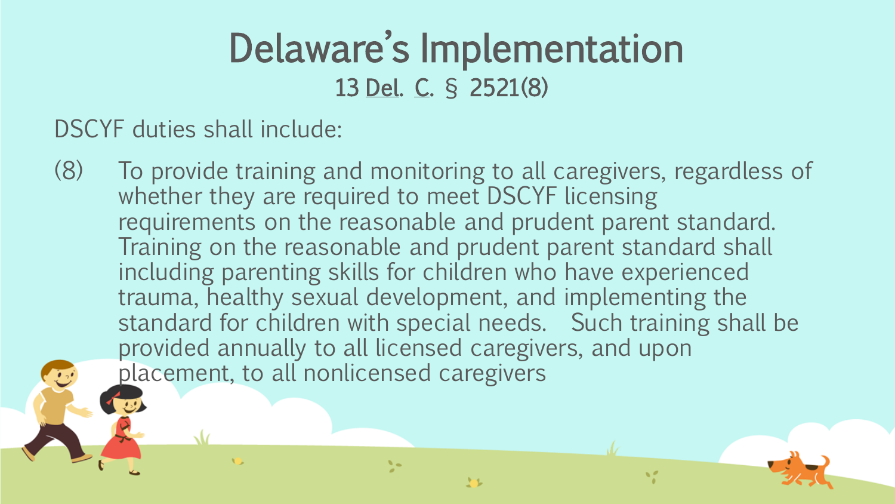# Delaware's Implementation

## 13 Del. C. § 2521(8)

DSCYF duties shall include:

(8) To provide training and monitoring to all caregivers, regardless of whether they are required to meet DSCYF licensing requirements on the reasonable and prudent parent standard. Training on the reasonable and prudent parent standard shall including parenting skills for children who have experienced trauma, healthy sexual development, and implementing the standard for children with special needs. Such training shall be provided annually to all licensed caregivers, and upon placement, to all nonlicensed caregivers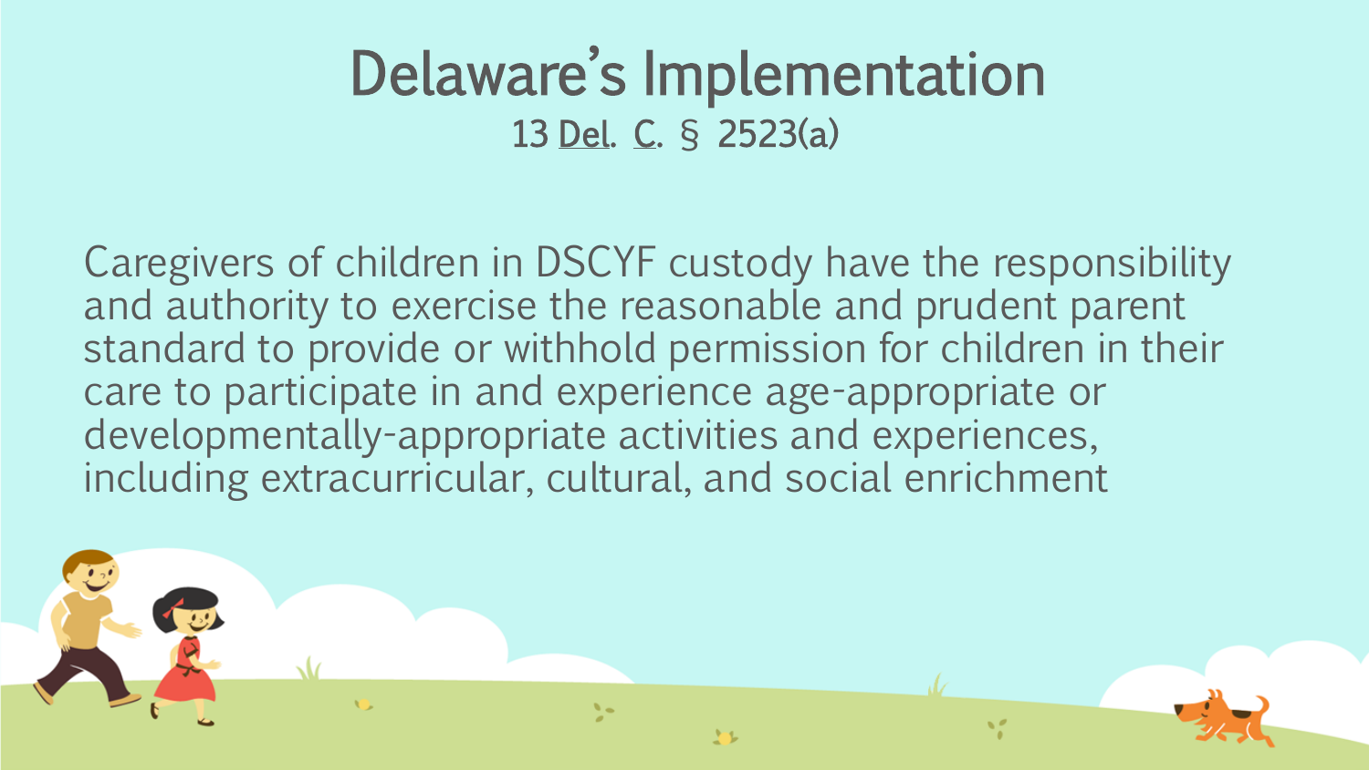# Delaware's Implementation

13 Del. C. § 2523(a)

Caregivers of children in DSCYF custody have the responsibility and authority to exercise the reasonable and prudent parent standard to provide or withhold permission for children in their care to participate in and experience age-appropriate or developmentally-appropriate activities and experiences, including extracurricular, cultural, and social enrichment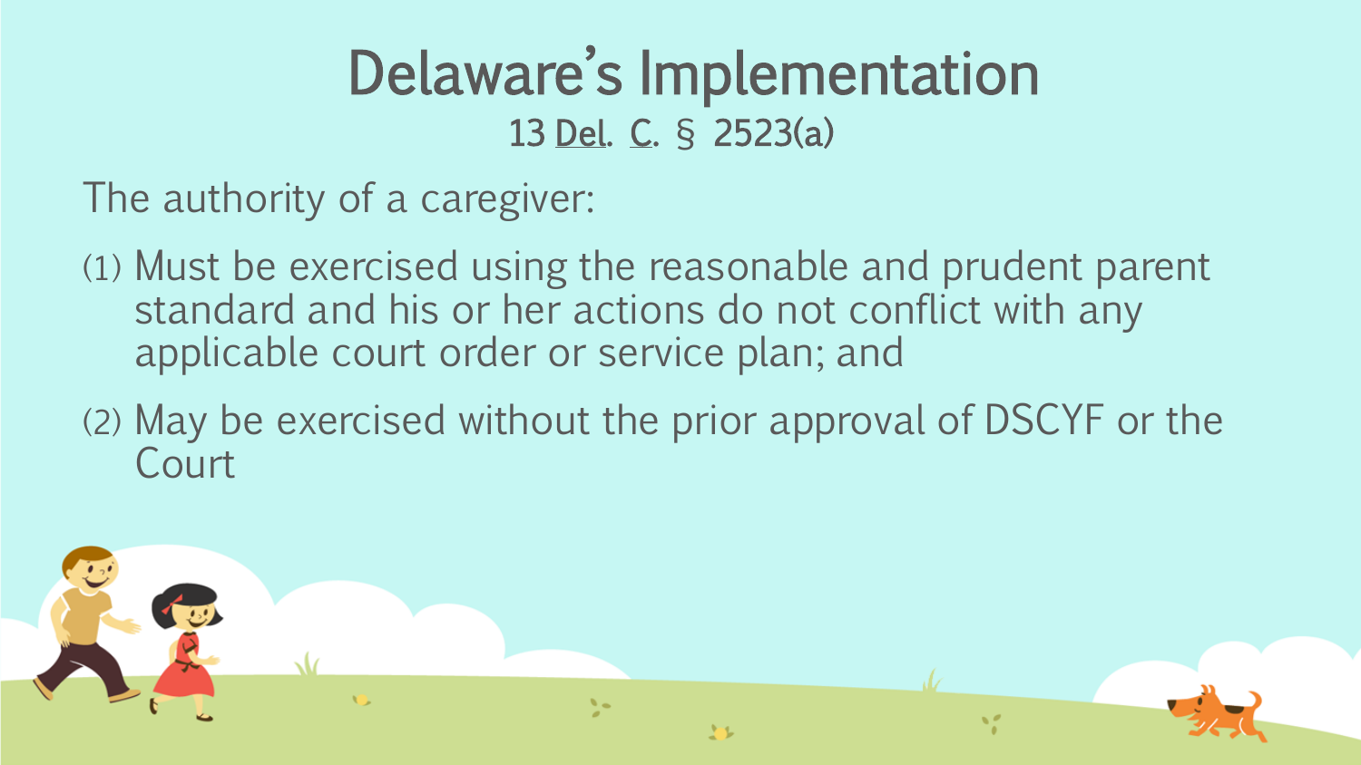# Delaware's Implementation

13 Del. C. § 2523(a)

The authority of a caregiver:

(1) Must be exercised using the reasonable and prudent parent standard and his or her actions do not conflict with any applicable court order or service plan; and

(2) May be exercised without the prior approval of DSCYF or the Court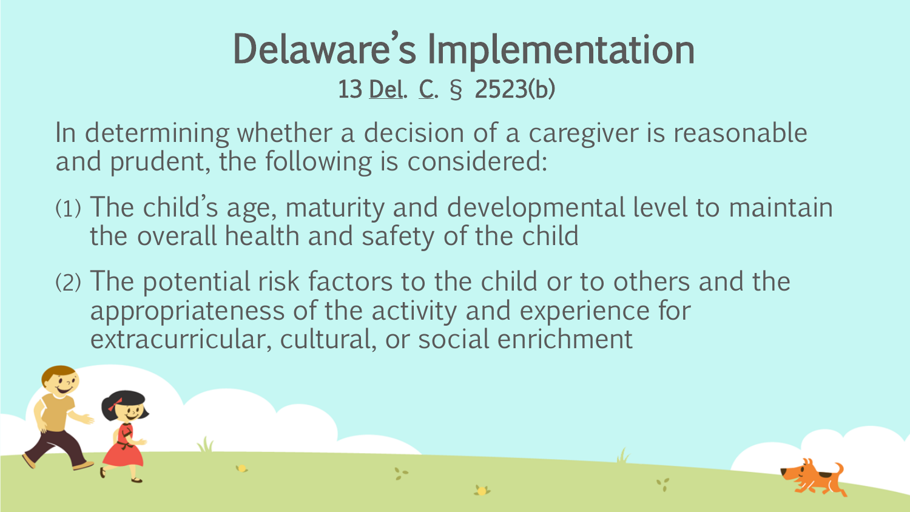# Delaware's Implementation

13 Del. C. § 2523(b)

In determining whether a decision of a caregiver is reasonable and prudent, the following is considered:

(1) The child's age, maturity and developmental level to maintain the overall health and safety of the child

(2) The potential risk factors to the child or to others and the appropriateness of the activity and experience for extracurricular, cultural, or social enrichment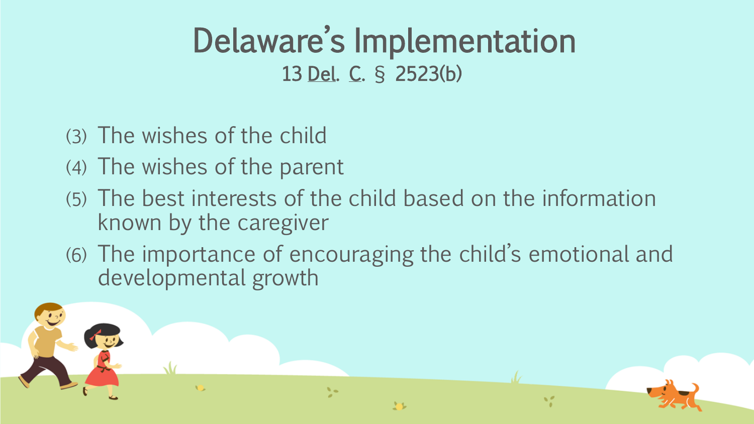# Delaware's Implementation

13 Del. C. § 2523(b)

(3) The wishes of the child

(4) The wishes of the parent

(5) The best interests of the child based on the information known by the caregiver

(6) The importance of encouraging the child's emotional and developmental growth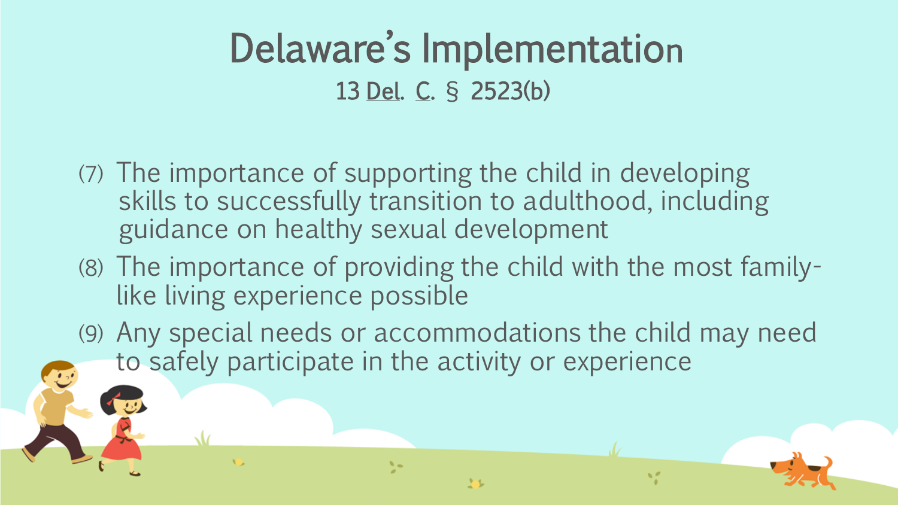# Delaware's Implementation

13 Del. C. § 2523(b)

(7) The importance of supporting the child in developing skills to successfully transition to adulthood, including guidance on healthy sexual development

(8) The importance of providing the child with the most family-like living experience possible

(9) Any special needs or accommodations the child may need to safely participate in the activity or experience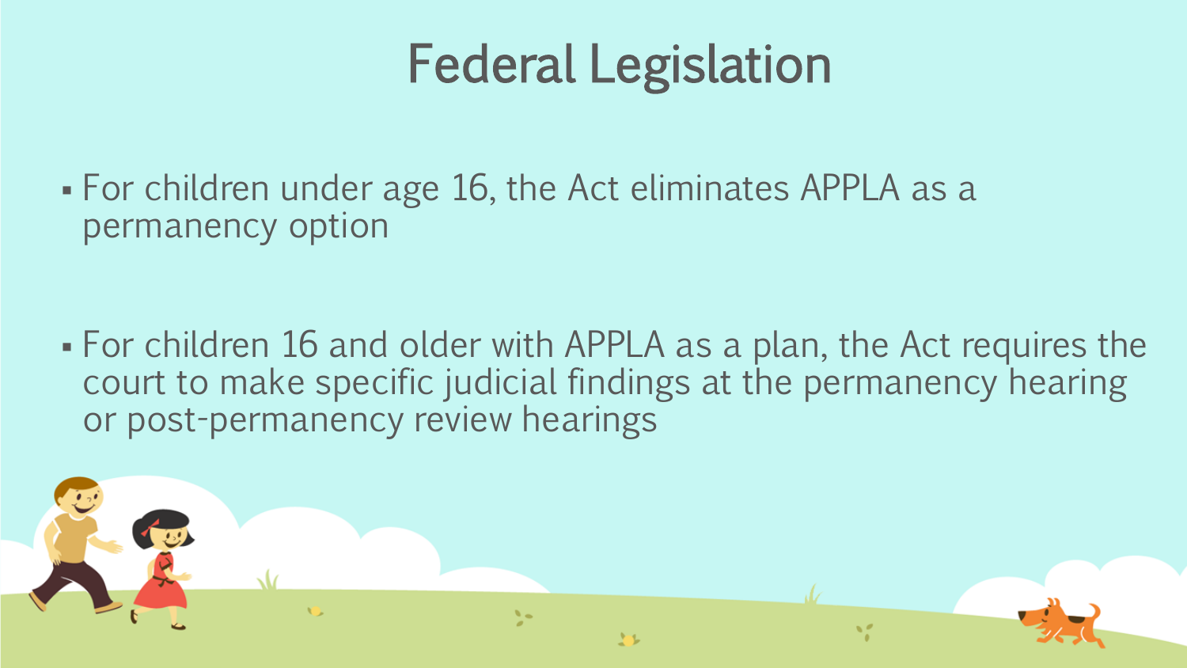# Federal Legislation

- For children under age 16, the Act eliminates APPLA as a permanency option
- For children 16 and older with APPLA as a plan, the Act requires the court to make specific judicial findings at the permanency hearing or post-permanency review hearings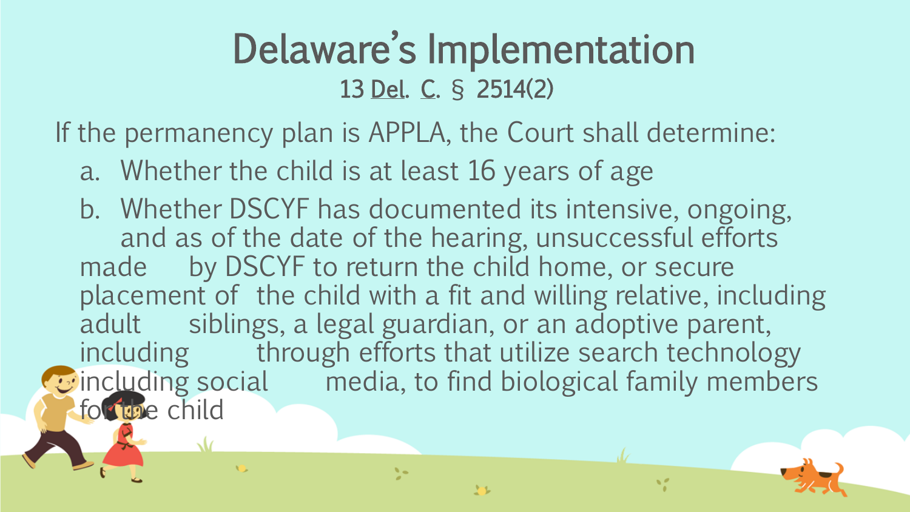# Delaware's Implementation

13 Del. C. § 2514(2)

If the permanency plan is APPLA, the Court shall determine:

a. Whether the child is at least 16 years of age
b. Whether DSCYF has documented its intensive, ongoing, and as of the date of the hearing, unsuccessful efforts made by DSCYF to return the child home, or secure placement of the child with a fit and willing relative, including adult siblings, a legal guardian, or an adoptive parent, including through efforts that utilize search technology including social media, to find biological family members for the child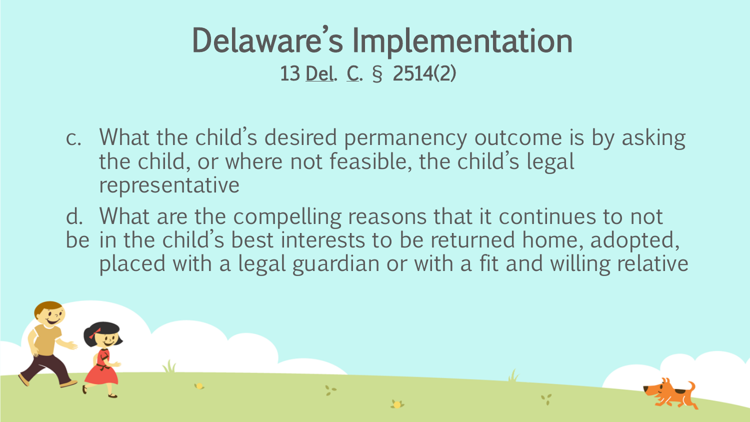# Delaware's Implementation

13 Del. C. § 2514(2)

c. What the child's desired permanency outcome is by asking the child, or where not feasible, the child's legal representative

d. What are the compelling reasons that it continues to not be in the child's best interests to be returned home, adopted, placed with a legal guardian or with a fit and willing relative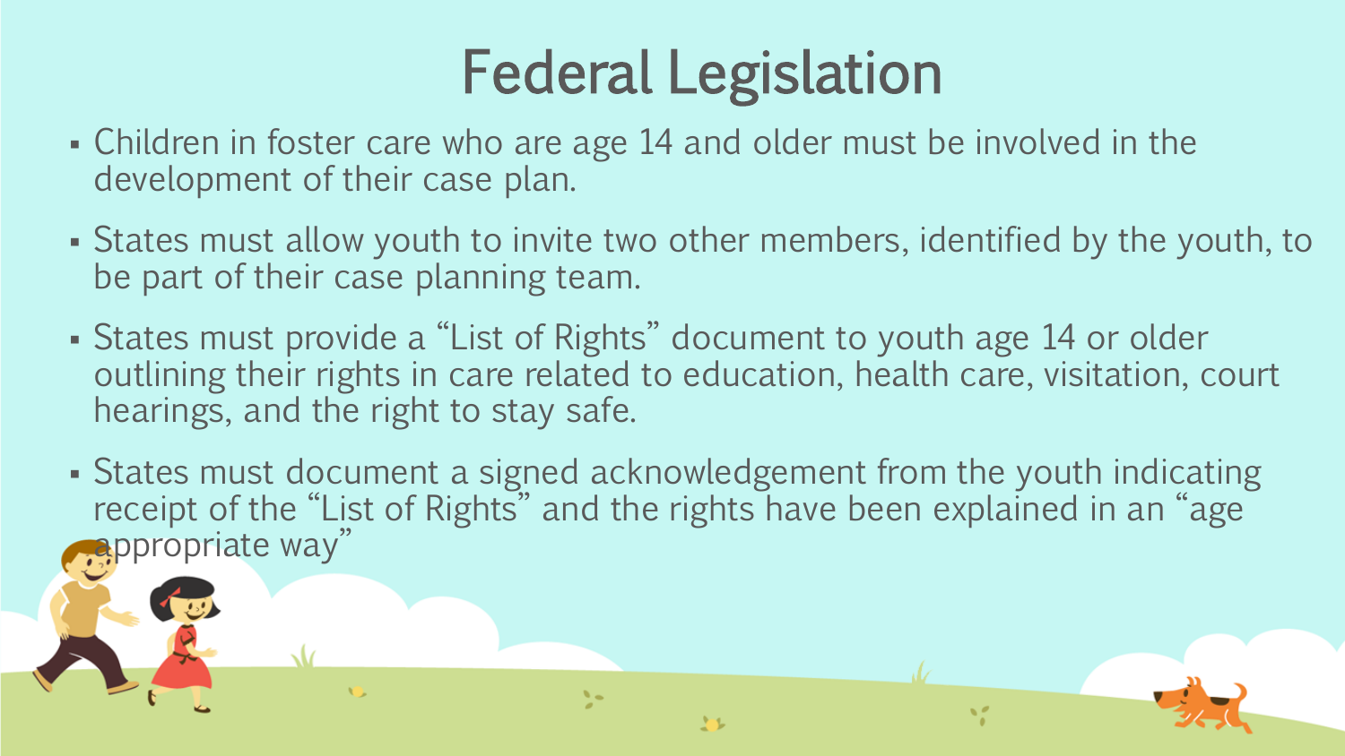# Federal Legislation

- Children in foster care who are age 14 and older must be involved in the development of their case plan.
- States must allow youth to invite two other members, identified by the youth, to be part of their case planning team.
- States must provide a “List of Rights” document to youth age 14 or older outlining their rights in care related to education, health care, visitation, court hearings, and the right to stay safe.
- States must document a signed acknowledgement from the youth indicating receipt of the “List of Rights” and the rights have been explained in an “age appropriate way”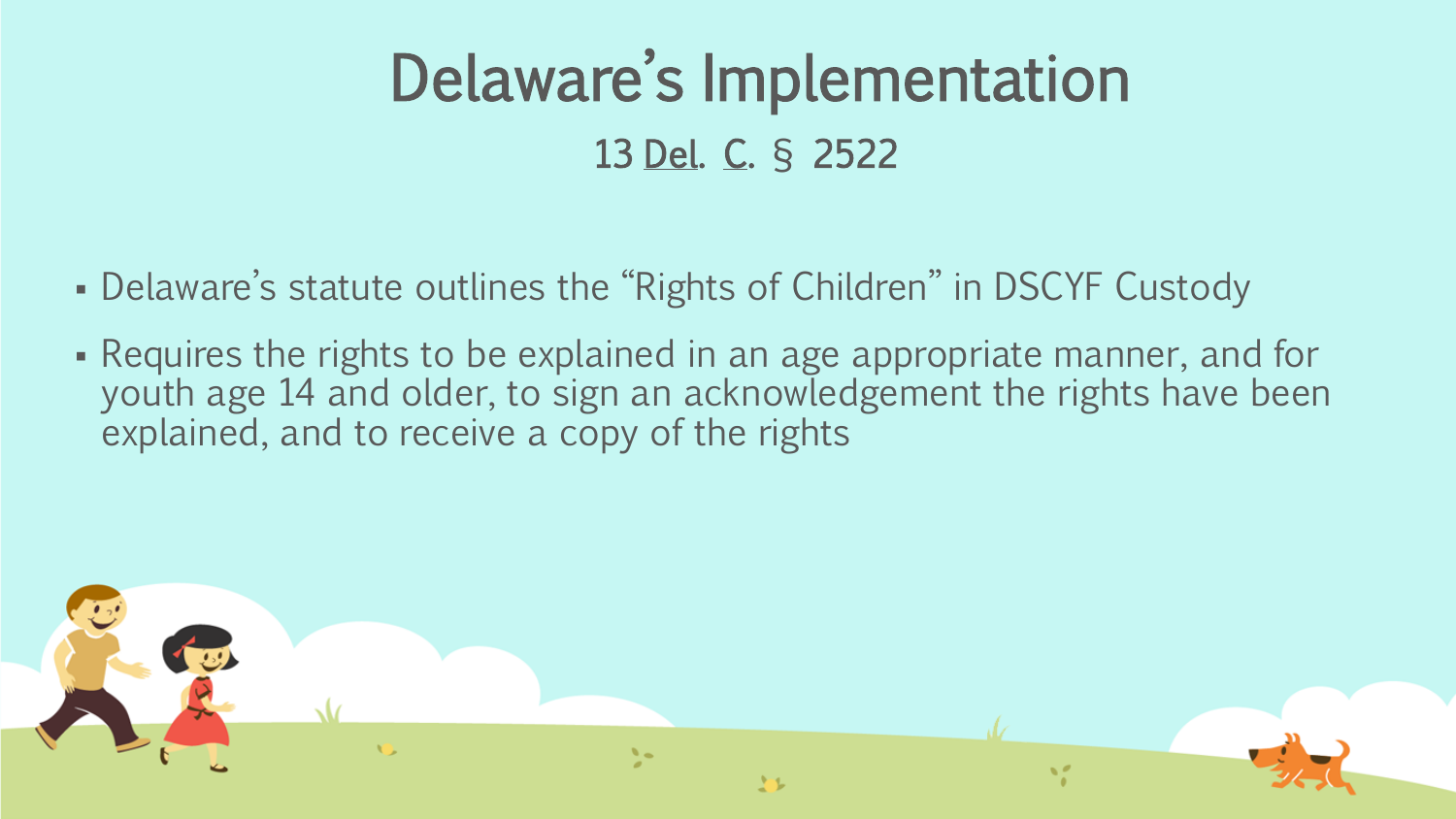# Delaware's Implementation

13 Del. C. § 2522

- Delaware's statute outlines the "Rights of Children" in DSCYF Custody
- Requires the rights to be explained in an age appropriate manner, and for youth age 14 and older, to sign an acknowledgement the rights have been explained, and to receive a copy of the rights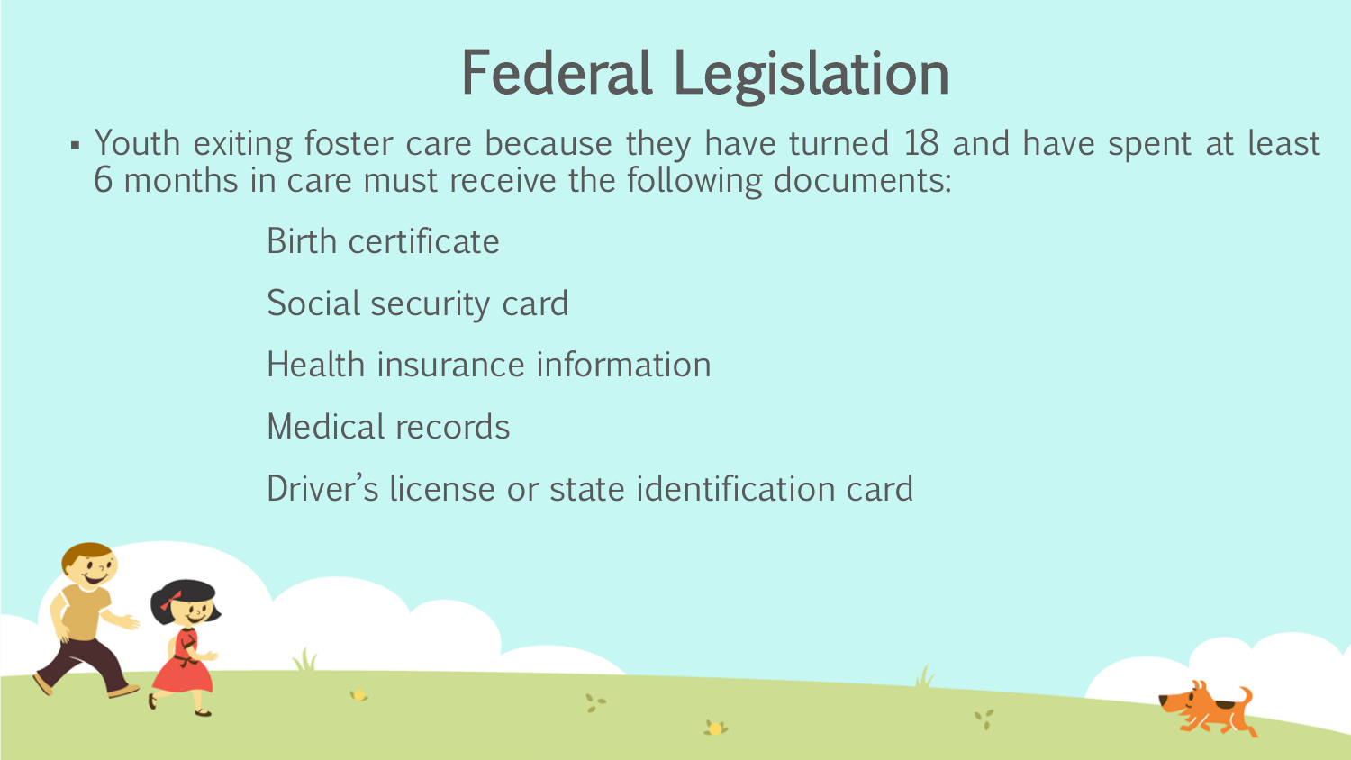# Federal Legislation

- Youth exiting foster care because they have turned 18 and have spent at least 6 months in care must receive the following documents:

  Birth certificate

  Social security card

  Health insurance information

  Medical records

  Driver's license or state identification card